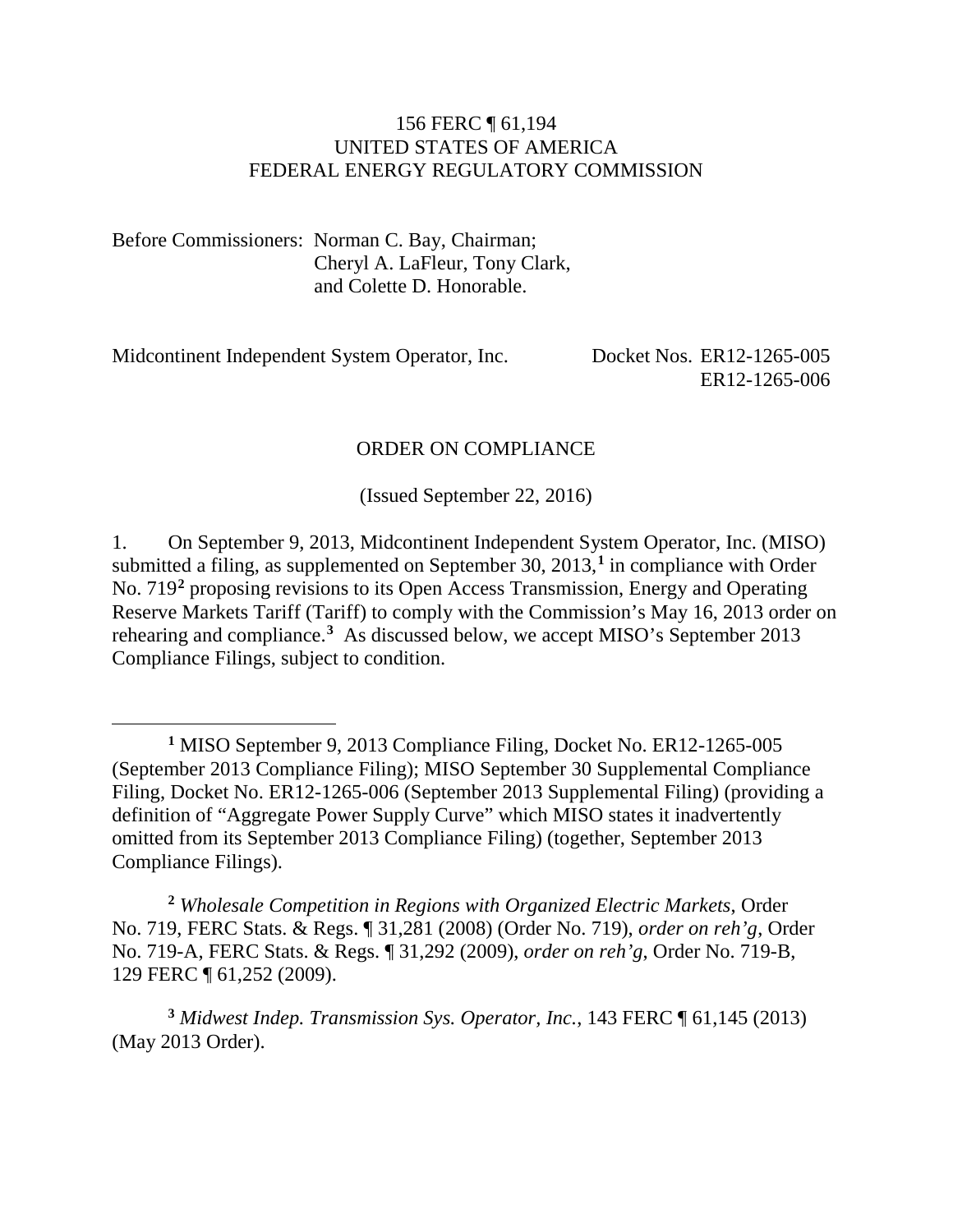156 FERC ¶ 61,194
UNITED STATES OF AMERICA
FEDERAL ENERGY REGULATORY COMMISSION

Before Commissioners: Norman C. Bay, Chairman;
Cheryl A. LaFleur, Tony Clark,
and Colette D. Honorable.

Midcontinent Independent System Operator, Inc. Docket Nos. ER12-1265-005
ER12-1265-006

ORDER ON COMPLIANCE

(Issued September 22, 2016)

1. On September 9, 2013, Midcontinent Independent System Operator, Inc. (MISO) submitted a filing, as supplemented on September 30, 2013,[1] in compliance with Order No. 719[2] proposing revisions to its Open Access Transmission, Energy and Operating Reserve Markets Tariff (Tariff) to comply with the Commission's May 16, 2013 order on rehearing and compliance.[3] As discussed below, we accept MISO's September 2013 Compliance Filings, subject to condition.

---

[1] MISO September 9, 2013 Compliance Filing, Docket No. ER12-1265-005 (September 2013 Compliance Filing); MISO September 30 Supplemental Compliance Filing, Docket No. ER12-1265-006 (September 2013 Supplemental Filing) (providing a definition of "Aggregate Power Supply Curve" which MISO states it inadvertently omitted from its September 2013 Compliance Filing) (together, September 2013 Compliance Filings).

[2] *Wholesale Competition in Regions with Organized Electric Markets*, Order No. 719, FERC Stats. & Regs. ¶ 31,281 (2008) (Order No. 719), *order on reh'g*, Order No. 719-A, FERC Stats. & Regs. ¶ 31,292 (2009), *order on reh'g*, Order No. 719-B, 129 FERC ¶ 61,252 (2009).

[3] *Midwest Indep. Transmission Sys. Operator, Inc.*, 143 FERC ¶ 61,145 (2013) (May 2013 Order).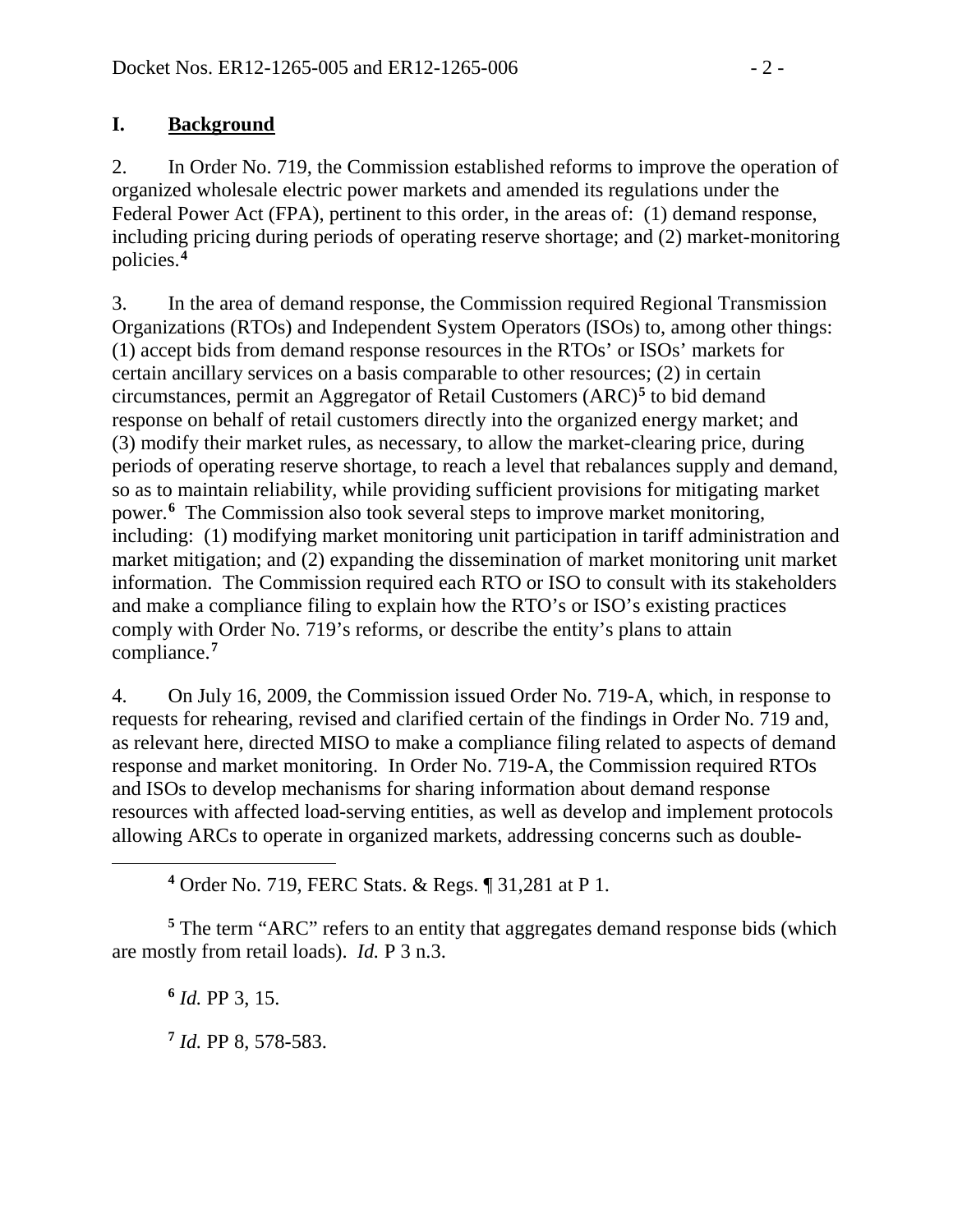## I. Background

2. In Order No. 719, the Commission established reforms to improve the operation of organized wholesale electric power markets and amended its regulations under the Federal Power Act (FPA), pertinent to this order, in the areas of: (1) demand response, including pricing during periods of operating reserve shortage; and (2) market-monitoring policies.[4]

3. In the area of demand response, the Commission required Regional Transmission Organizations (RTOs) and Independent System Operators (ISOs) to, among other things: (1) accept bids from demand response resources in the RTOs' or ISOs' markets for certain ancillary services on a basis comparable to other resources; (2) in certain circumstances, permit an Aggregator of Retail Customers (ARC)[5] to bid demand response on behalf of retail customers directly into the organized energy market; and (3) modify their market rules, as necessary, to allow the market-clearing price, during periods of operating reserve shortage, to reach a level that rebalances supply and demand, so as to maintain reliability, while providing sufficient provisions for mitigating market power.[6] The Commission also took several steps to improve market monitoring, including: (1) modifying market monitoring unit participation in tariff administration and market mitigation; and (2) expanding the dissemination of market monitoring unit market information. The Commission required each RTO or ISO to consult with its stakeholders and make a compliance filing to explain how the RTO's or ISO's existing practices comply with Order No. 719's reforms, or describe the entity's plans to attain compliance.[7]

4. On July 16, 2009, the Commission issued Order No. 719-A, which, in response to requests for rehearing, revised and clarified certain of the findings in Order No. 719 and, as relevant here, directed MISO to make a compliance filing related to aspects of demand response and market monitoring. In Order No. 719-A, the Commission required RTOs and ISOs to develop mechanisms for sharing information about demand response resources with affected load-serving entities, as well as develop and implement protocols allowing ARCs to operate in organized markets, addressing concerns such as double-

---

[4] Order No. 719, FERC Stats. & Regs. ¶ 31,281 at P 1.

[5] The term "ARC" refers to an entity that aggregates demand response bids (which are mostly from retail loads). *Id.* P 3 n.3.

[6] *Id.* PP 3, 15.

[7] *Id.* PP 8, 578-583.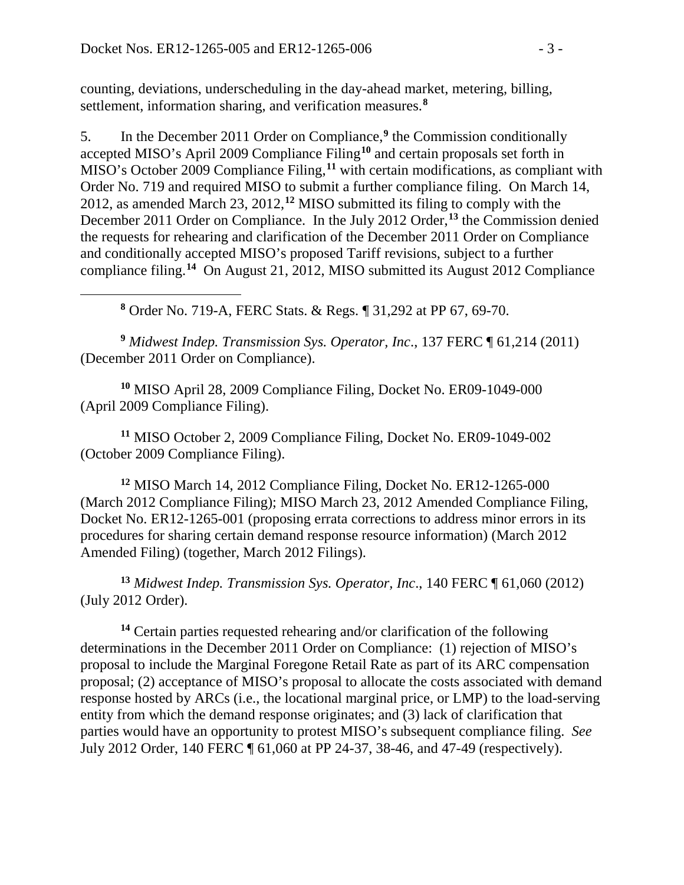counting, deviations, underscheduling in the day-ahead market, metering, billing, settlement, information sharing, and verification measures.[8]

5. In the December 2011 Order on Compliance,[9] the Commission conditionally accepted MISO's April 2009 Compliance Filing[10] and certain proposals set forth in MISO's October 2009 Compliance Filing,[11] with certain modifications, as compliant with Order No. 719 and required MISO to submit a further compliance filing. On March 14, 2012, as amended March 23, 2012,[12] MISO submitted its filing to comply with the December 2011 Order on Compliance. In the July 2012 Order,[13] the Commission denied the requests for rehearing and clarification of the December 2011 Order on Compliance and conditionally accepted MISO's proposed Tariff revisions, subject to a further compliance filing.[14] On August 21, 2012, MISO submitted its August 2012 Compliance

---

[8] Order No. 719-A, FERC Stats. & Regs. ¶ 31,292 at PP 67, 69-70.

[9] *Midwest Indep. Transmission Sys. Operator, Inc*., 137 FERC ¶ 61,214 (2011) (December 2011 Order on Compliance).

[10] MISO April 28, 2009 Compliance Filing, Docket No. ER09-1049-000 (April 2009 Compliance Filing).

[11] MISO October 2, 2009 Compliance Filing, Docket No. ER09-1049-002 (October 2009 Compliance Filing).

[12] MISO March 14, 2012 Compliance Filing, Docket No. ER12-1265-000 (March 2012 Compliance Filing); MISO March 23, 2012 Amended Compliance Filing, Docket No. ER12-1265-001 (proposing errata corrections to address minor errors in its procedures for sharing certain demand response resource information) (March 2012 Amended Filing) (together, March 2012 Filings).

[13] *Midwest Indep. Transmission Sys. Operator, Inc*., 140 FERC ¶ 61,060 (2012) (July 2012 Order).

[14] Certain parties requested rehearing and/or clarification of the following determinations in the December 2011 Order on Compliance: (1) rejection of MISO's proposal to include the Marginal Foregone Retail Rate as part of its ARC compensation proposal; (2) acceptance of MISO's proposal to allocate the costs associated with demand response hosted by ARCs (i.e., the locational marginal price, or LMP) to the load-serving entity from which the demand response originates; and (3) lack of clarification that parties would have an opportunity to protest MISO's subsequent compliance filing. *See* July 2012 Order, 140 FERC ¶ 61,060 at PP 24-37, 38-46, and 47-49 (respectively).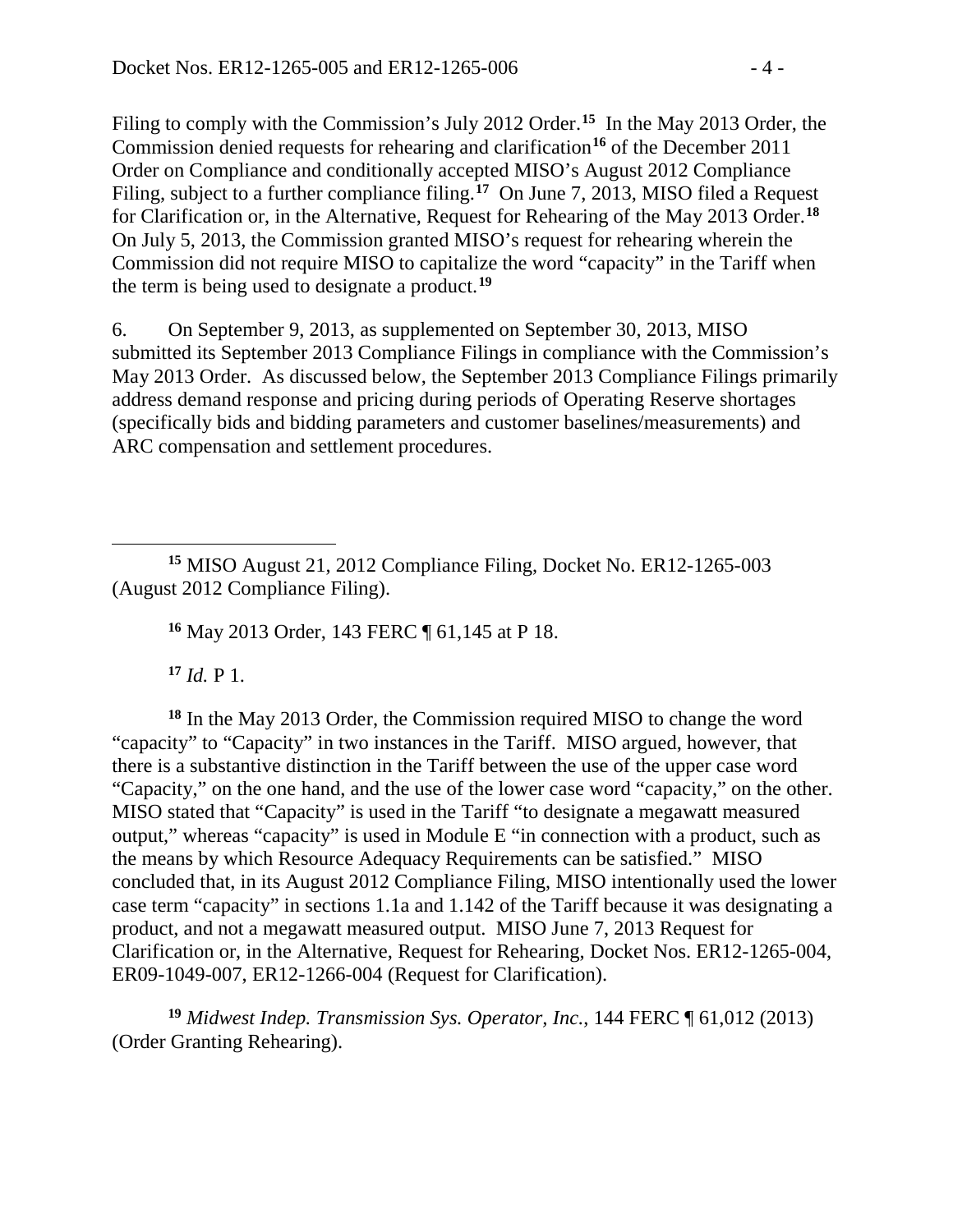Filing to comply with the Commission's July 2012 Order.[15] In the May 2013 Order, the Commission denied requests for rehearing and clarification[16] of the December 2011 Order on Compliance and conditionally accepted MISO's August 2012 Compliance Filing, subject to a further compliance filing.[17] On June 7, 2013, MISO filed a Request for Clarification or, in the Alternative, Request for Rehearing of the May 2013 Order.[18] On July 5, 2013, the Commission granted MISO's request for rehearing wherein the Commission did not require MISO to capitalize the word "capacity" in the Tariff when the term is being used to designate a product.[19]

6. On September 9, 2013, as supplemented on September 30, 2013, MISO submitted its September 2013 Compliance Filings in compliance with the Commission's May 2013 Order. As discussed below, the September 2013 Compliance Filings primarily address demand response and pricing during periods of Operating Reserve shortages (specifically bids and bidding parameters and customer baselines/measurements) and ARC compensation and settlement procedures.

---

[15] MISO August 21, 2012 Compliance Filing, Docket No. ER12-1265-003 (August 2012 Compliance Filing).

[16] May 2013 Order, 143 FERC ¶ 61,145 at P 18.

[17] *Id.* P 1.

[18] In the May 2013 Order, the Commission required MISO to change the word "capacity" to "Capacity" in two instances in the Tariff. MISO argued, however, that there is a substantive distinction in the Tariff between the use of the upper case word "Capacity," on the one hand, and the use of the lower case word "capacity," on the other. MISO stated that "Capacity" is used in the Tariff "to designate a megawatt measured output," whereas "capacity" is used in Module E "in connection with a product, such as the means by which Resource Adequacy Requirements can be satisfied." MISO concluded that, in its August 2012 Compliance Filing, MISO intentionally used the lower case term "capacity" in sections 1.1a and 1.142 of the Tariff because it was designating a product, and not a megawatt measured output. MISO June 7, 2013 Request for Clarification or, in the Alternative, Request for Rehearing, Docket Nos. ER12-1265-004, ER09-1049-007, ER12-1266-004 (Request for Clarification).

[19] *Midwest Indep. Transmission Sys. Operator, Inc.*, 144 FERC ¶ 61,012 (2013) (Order Granting Rehearing).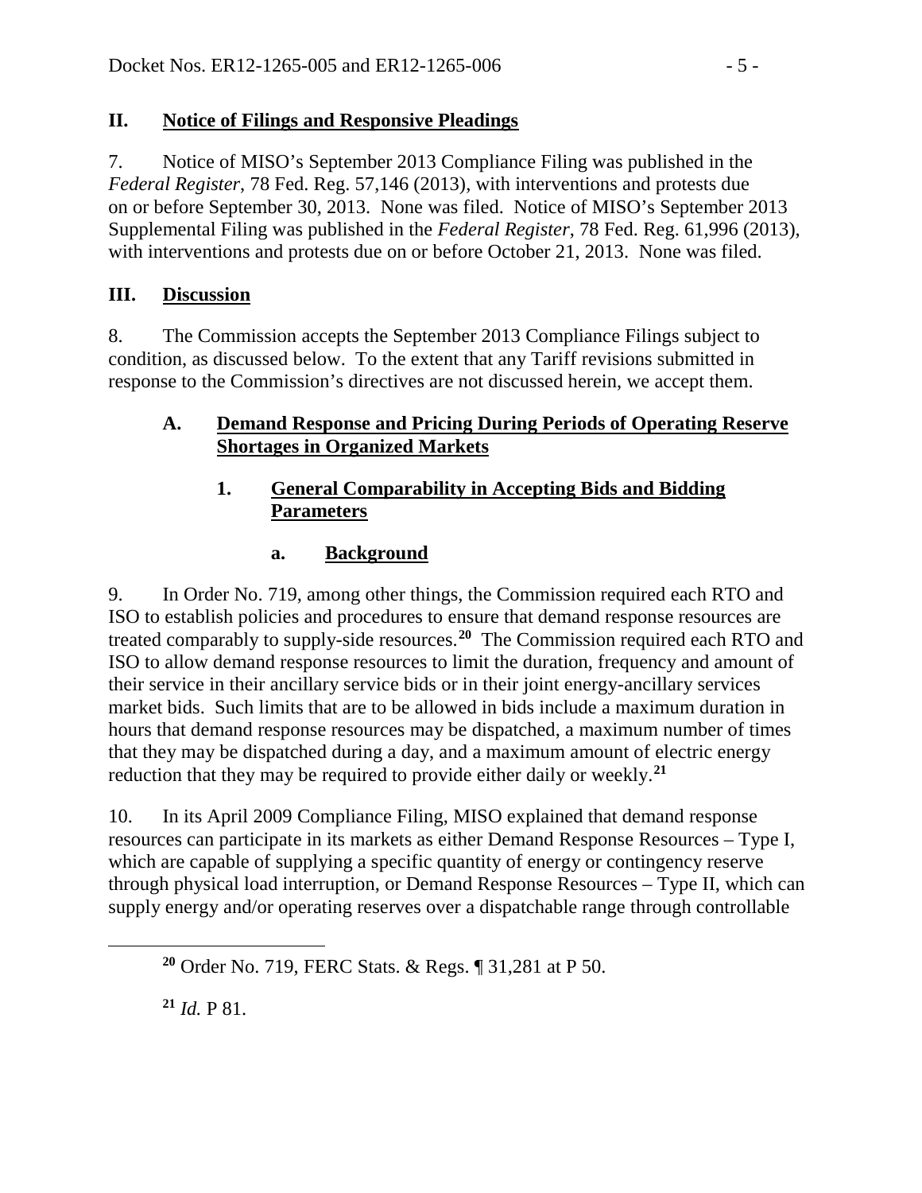## II. Notice of Filings and Responsive Pleadings

7. Notice of MISO's September 2013 Compliance Filing was published in the *Federal Register*, 78 Fed. Reg. 57,146 (2013), with interventions and protests due on or before September 30, 2013. None was filed. Notice of MISO's September 2013 Supplemental Filing was published in the *Federal Register*, 78 Fed. Reg. 61,996 (2013), with interventions and protests due on or before October 21, 2013. None was filed.

## III. Discussion

8. The Commission accepts the September 2013 Compliance Filings subject to condition, as discussed below. To the extent that any Tariff revisions submitted in response to the Commission's directives are not discussed herein, we accept them.

### A. Demand Response and Pricing During Periods of Operating Reserve Shortages in Organized Markets

#### 1. General Comparability in Accepting Bids and Bidding Parameters

##### a. Background

9. In Order No. 719, among other things, the Commission required each RTO and ISO to establish policies and procedures to ensure that demand response resources are treated comparably to supply-side resources.[20] The Commission required each RTO and ISO to allow demand response resources to limit the duration, frequency and amount of their service in their ancillary service bids or in their joint energy-ancillary services market bids. Such limits that are to be allowed in bids include a maximum duration in hours that demand response resources may be dispatched, a maximum number of times that they may be dispatched during a day, and a maximum amount of electric energy reduction that they may be required to provide either daily or weekly.[21]

10. In its April 2009 Compliance Filing, MISO explained that demand response resources can participate in its markets as either Demand Response Resources – Type I, which are capable of supplying a specific quantity of energy or contingency reserve through physical load interruption, or Demand Response Resources – Type II, which can supply energy and/or operating reserves over a dispatchable range through controllable

[20] Order No. 719, FERC Stats. & Regs. ¶ 31,281 at P 50.

[21] *Id.* P 81.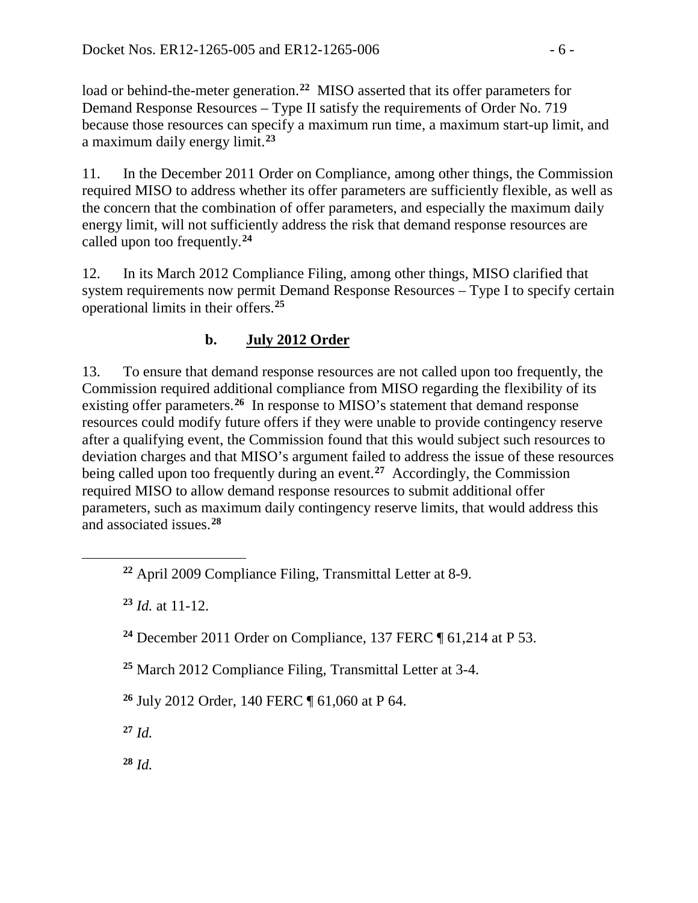load or behind-the-meter generation.[22] MISO asserted that its offer parameters for Demand Response Resources – Type II satisfy the requirements of Order No. 719 because those resources can specify a maximum run time, a maximum start-up limit, and a maximum daily energy limit.[23]

11. In the December 2011 Order on Compliance, among other things, the Commission required MISO to address whether its offer parameters are sufficiently flexible, as well as the concern that the combination of offer parameters, and especially the maximum daily energy limit, will not sufficiently address the risk that demand response resources are called upon too frequently.[24]

12. In its March 2012 Compliance Filing, among other things, MISO clarified that system requirements now permit Demand Response Resources – Type I to specify certain operational limits in their offers.[25]

### b. July 2012 Order

13. To ensure that demand response resources are not called upon too frequently, the Commission required additional compliance from MISO regarding the flexibility of its existing offer parameters.[26] In response to MISO's statement that demand response resources could modify future offers if they were unable to provide contingency reserve after a qualifying event, the Commission found that this would subject such resources to deviation charges and that MISO's argument failed to address the issue of these resources being called upon too frequently during an event.[27] Accordingly, the Commission required MISO to allow demand response resources to submit additional offer parameters, such as maximum daily contingency reserve limits, that would address this and associated issues.[28]

---

[22] April 2009 Compliance Filing, Transmittal Letter at 8-9.

[23] *Id.* at 11-12.

[24] December 2011 Order on Compliance, 137 FERC ¶ 61,214 at P 53.

[25] March 2012 Compliance Filing, Transmittal Letter at 3-4.

[26] July 2012 Order, 140 FERC ¶ 61,060 at P 64.

[27] *Id.*

[28] *Id.*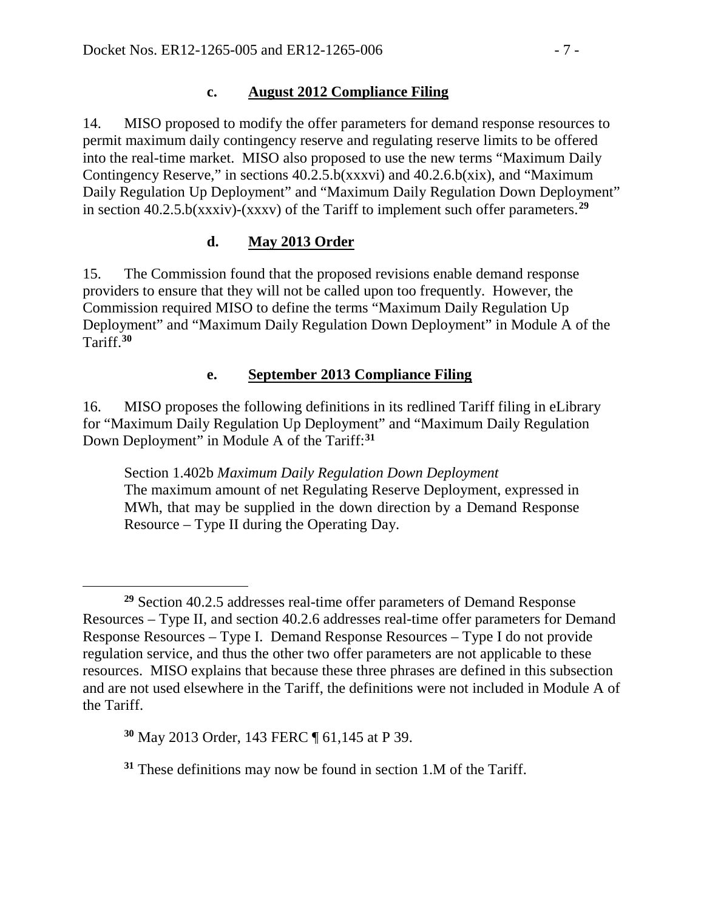### c. August 2012 Compliance Filing

14. MISO proposed to modify the offer parameters for demand response resources to permit maximum daily contingency reserve and regulating reserve limits to be offered into the real-time market. MISO also proposed to use the new terms "Maximum Daily Contingency Reserve," in sections 40.2.5.b(xxxvi) and 40.2.6.b(xix), and "Maximum Daily Regulation Up Deployment" and "Maximum Daily Regulation Down Deployment" in section 40.2.5.b(xxxiv)-(xxxv) of the Tariff to implement such offer parameters.[29]

### d. May 2013 Order

15. The Commission found that the proposed revisions enable demand response providers to ensure that they will not be called upon too frequently. However, the Commission required MISO to define the terms "Maximum Daily Regulation Up Deployment" and "Maximum Daily Regulation Down Deployment" in Module A of the Tariff.[30]

### e. September 2013 Compliance Filing

16. MISO proposes the following definitions in its redlined Tariff filing in eLibrary for "Maximum Daily Regulation Up Deployment" and "Maximum Daily Regulation Down Deployment" in Module A of the Tariff:[31]

> Section 1.402b *Maximum Daily Regulation Down Deployment*
> The maximum amount of net Regulating Reserve Deployment, expressed in MWh, that may be supplied in the down direction by a Demand Response Resource – Type II during the Operating Day.

---

[29] Section 40.2.5 addresses real-time offer parameters of Demand Response Resources – Type II, and section 40.2.6 addresses real-time offer parameters for Demand Response Resources – Type I. Demand Response Resources – Type I do not provide regulation service, and thus the other two offer parameters are not applicable to these resources. MISO explains that because these three phrases are defined in this subsection and are not used elsewhere in the Tariff, the definitions were not included in Module A of the Tariff.

[30] May 2013 Order, 143 FERC ¶ 61,145 at P 39.

[31] These definitions may now be found in section 1.M of the Tariff.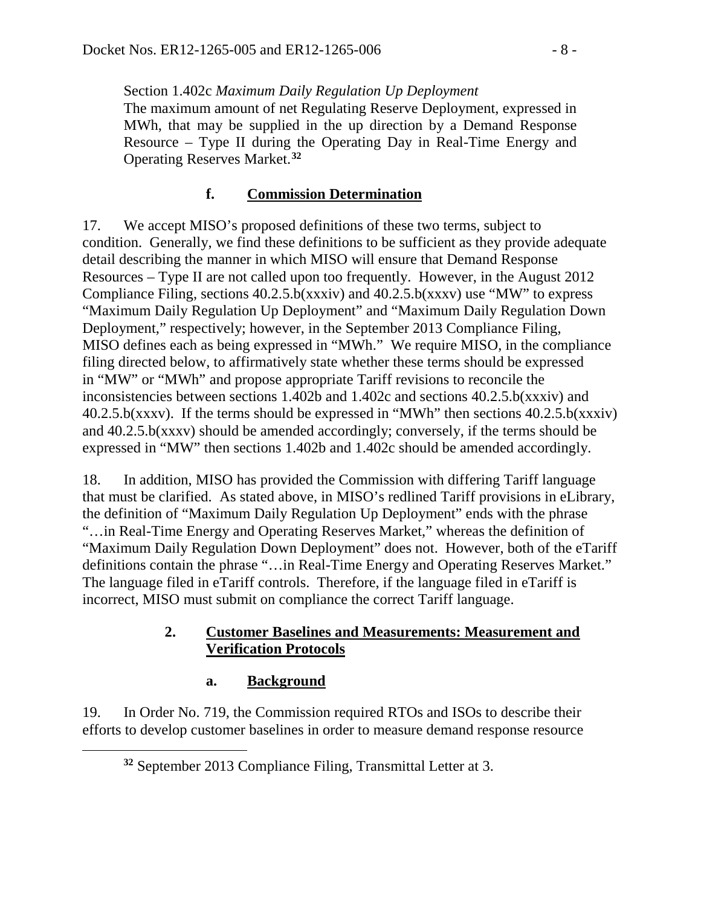Section 1.402c *Maximum Daily Regulation Up Deployment*
The maximum amount of net Regulating Reserve Deployment, expressed in MWh, that may be supplied in the up direction by a Demand Response Resource – Type II during the Operating Day in Real-Time Energy and Operating Reserves Market.[32]

### f. **Commission Determination**

17. We accept MISO's proposed definitions of these two terms, subject to condition. Generally, we find these definitions to be sufficient as they provide adequate detail describing the manner in which MISO will ensure that Demand Response Resources – Type II are not called upon too frequently. However, in the August 2012 Compliance Filing, sections 40.2.5.b(xxxiv) and 40.2.5.b(xxxv) use "MW" to express "Maximum Daily Regulation Up Deployment" and "Maximum Daily Regulation Down Deployment," respectively; however, in the September 2013 Compliance Filing, MISO defines each as being expressed in "MWh." We require MISO, in the compliance filing directed below, to affirmatively state whether these terms should be expressed in "MW" or "MWh" and propose appropriate Tariff revisions to reconcile the inconsistencies between sections 1.402b and 1.402c and sections 40.2.5.b(xxxiv) and 40.2.5.b(xxxv). If the terms should be expressed in "MWh" then sections 40.2.5.b(xxxiv) and 40.2.5.b(xxxv) should be amended accordingly; conversely, if the terms should be expressed in "MW" then sections 1.402b and 1.402c should be amended accordingly.

18. In addition, MISO has provided the Commission with differing Tariff language that must be clarified. As stated above, in MISO's redlined Tariff provisions in eLibrary, the definition of "Maximum Daily Regulation Up Deployment" ends with the phrase "…in Real-Time Energy and Operating Reserves Market," whereas the definition of "Maximum Daily Regulation Down Deployment" does not. However, both of the eTariff definitions contain the phrase "…in Real-Time Energy and Operating Reserves Market." The language filed in eTariff controls. Therefore, if the language filed in eTariff is incorrect, MISO must submit on compliance the correct Tariff language.

## 2. **Customer Baselines and Measurements: Measurement and Verification Protocols**

### a. **Background**

19. In Order No. 719, the Commission required RTOs and ISOs to describe their efforts to develop customer baselines in order to measure demand response resource

[32] September 2013 Compliance Filing, Transmittal Letter at 3.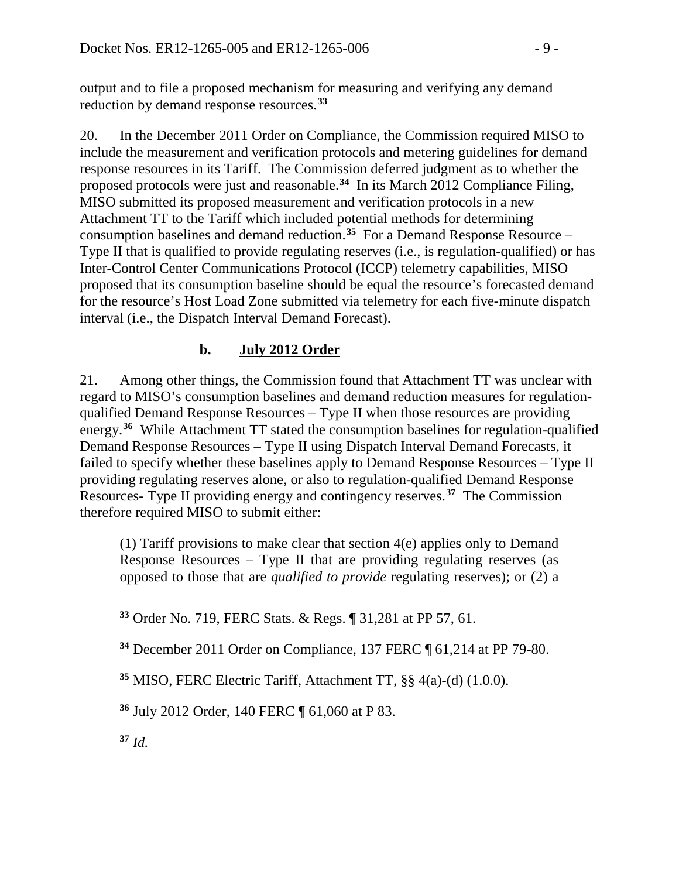output and to file a proposed mechanism for measuring and verifying any demand reduction by demand response resources.[33]

20. In the December 2011 Order on Compliance, the Commission required MISO to include the measurement and verification protocols and metering guidelines for demand response resources in its Tariff. The Commission deferred judgment as to whether the proposed protocols were just and reasonable.[34] In its March 2012 Compliance Filing, MISO submitted its proposed measurement and verification protocols in a new Attachment TT to the Tariff which included potential methods for determining consumption baselines and demand reduction.[35] For a Demand Response Resource – Type II that is qualified to provide regulating reserves (i.e., is regulation-qualified) or has Inter-Control Center Communications Protocol (ICCP) telemetry capabilities, MISO proposed that its consumption baseline should be equal the resource's forecasted demand for the resource's Host Load Zone submitted via telemetry for each five-minute dispatch interval (i.e., the Dispatch Interval Demand Forecast).

### b. July 2012 Order

21. Among other things, the Commission found that Attachment TT was unclear with regard to MISO's consumption baselines and demand reduction measures for regulation-qualified Demand Response Resources – Type II when those resources are providing energy.[36] While Attachment TT stated the consumption baselines for regulation-qualified Demand Response Resources – Type II using Dispatch Interval Demand Forecasts, it failed to specify whether these baselines apply to Demand Response Resources – Type II providing regulating reserves alone, or also to regulation-qualified Demand Response Resources- Type II providing energy and contingency reserves.[37] The Commission therefore required MISO to submit either:

> (1) Tariff provisions to make clear that section 4(e) applies only to Demand Response Resources – Type II that are providing regulating reserves (as opposed to those that are *qualified to provide* regulating reserves); or (2) a

[33] Order No. 719, FERC Stats. & Regs. ¶ 31,281 at PP 57, 61.

[34] December 2011 Order on Compliance, 137 FERC ¶ 61,214 at PP 79-80.

[35] MISO, FERC Electric Tariff, Attachment TT, §§ 4(a)-(d) (1.0.0).

[36] July 2012 Order, 140 FERC ¶ 61,060 at P 83.

[37] *Id.*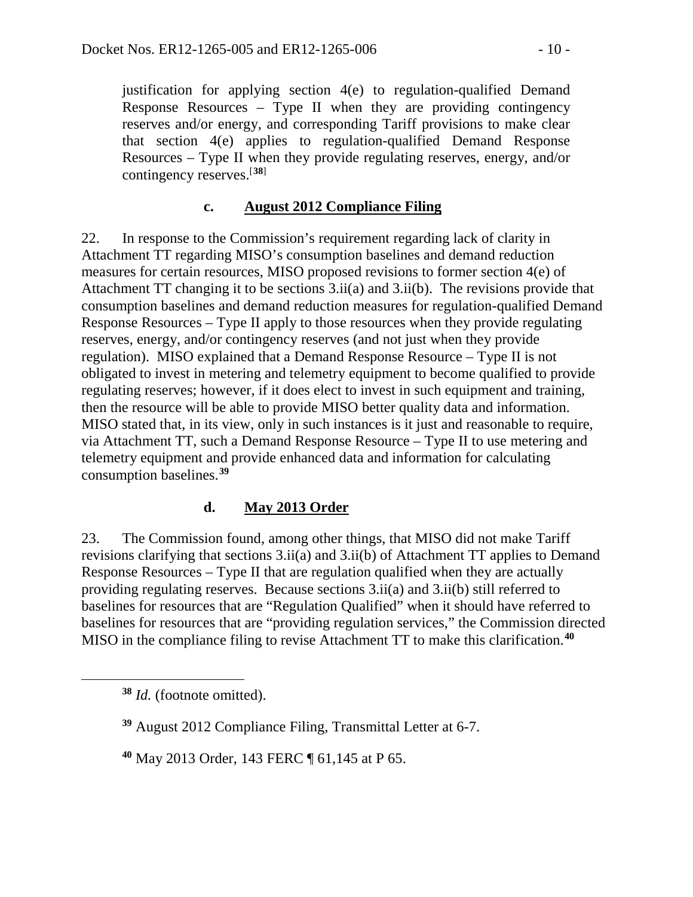justification for applying section 4(e) to regulation-qualified Demand Response Resources – Type II when they are providing contingency reserves and/or energy, and corresponding Tariff provisions to make clear that section 4(e) applies to regulation-qualified Demand Response Resources – Type II when they provide regulating reserves, energy, and/or contingency reserves.[38]

### c. August 2012 Compliance Filing

22. In response to the Commission's requirement regarding lack of clarity in Attachment TT regarding MISO's consumption baselines and demand reduction measures for certain resources, MISO proposed revisions to former section 4(e) of Attachment TT changing it to be sections 3.ii(a) and 3.ii(b). The revisions provide that consumption baselines and demand reduction measures for regulation-qualified Demand Response Resources – Type II apply to those resources when they provide regulating reserves, energy, and/or contingency reserves (and not just when they provide regulation). MISO explained that a Demand Response Resource – Type II is not obligated to invest in metering and telemetry equipment to become qualified to provide regulating reserves; however, if it does elect to invest in such equipment and training, then the resource will be able to provide MISO better quality data and information. MISO stated that, in its view, only in such instances is it just and reasonable to require, via Attachment TT, such a Demand Response Resource – Type II to use metering and telemetry equipment and provide enhanced data and information for calculating consumption baselines.[39]

### d. May 2013 Order

23. The Commission found, among other things, that MISO did not make Tariff revisions clarifying that sections 3.ii(a) and 3.ii(b) of Attachment TT applies to Demand Response Resources – Type II that are regulation qualified when they are actually providing regulating reserves. Because sections 3.ii(a) and 3.ii(b) still referred to baselines for resources that are "Regulation Qualified" when it should have referred to baselines for resources that are "providing regulation services," the Commission directed MISO in the compliance filing to revise Attachment TT to make this clarification.[40]

---

[38] *Id.* (footnote omitted).

[39] August 2012 Compliance Filing, Transmittal Letter at 6-7.

[40] May 2013 Order, 143 FERC ¶ 61,145 at P 65.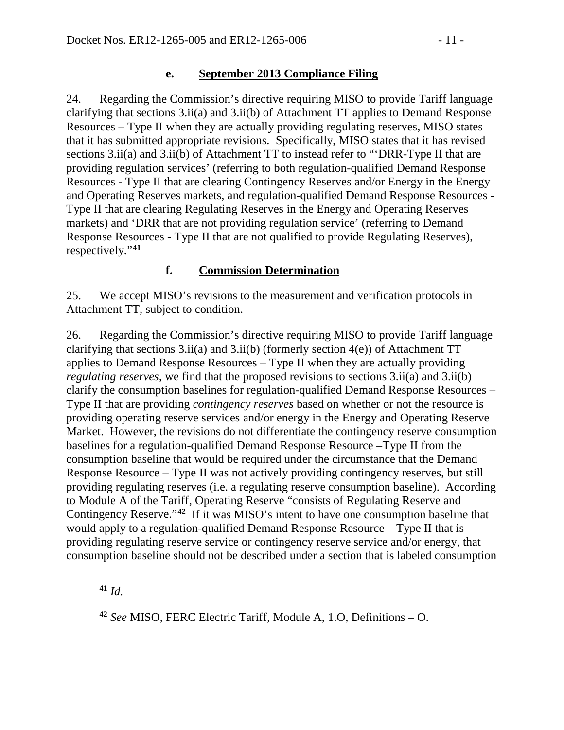### e. **September 2013 Compliance Filing**

24. Regarding the Commission's directive requiring MISO to provide Tariff language clarifying that sections 3.ii(a) and 3.ii(b) of Attachment TT applies to Demand Response Resources – Type II when they are actually providing regulating reserves, MISO states that it has submitted appropriate revisions. Specifically, MISO states that it has revised sections 3.ii(a) and 3.ii(b) of Attachment TT to instead refer to "'DRR-Type II that are providing regulation services' (referring to both regulation-qualified Demand Response Resources - Type II that are clearing Contingency Reserves and/or Energy in the Energy and Operating Reserves markets, and regulation-qualified Demand Response Resources - Type II that are clearing Regulating Reserves in the Energy and Operating Reserves markets) and 'DRR that are not providing regulation service' (referring to Demand Response Resources - Type II that are not qualified to provide Regulating Reserves), respectively."[41]

### f. **Commission Determination**

25. We accept MISO's revisions to the measurement and verification protocols in Attachment TT, subject to condition.

26. Regarding the Commission's directive requiring MISO to provide Tariff language clarifying that sections 3.ii(a) and 3.ii(b) (formerly section 4(e)) of Attachment TT applies to Demand Response Resources – Type II when they are actually providing *regulating reserves*, we find that the proposed revisions to sections 3.ii(a) and 3.ii(b) clarify the consumption baselines for regulation-qualified Demand Response Resources – Type II that are providing *contingency reserves* based on whether or not the resource is providing operating reserve services and/or energy in the Energy and Operating Reserve Market. However, the revisions do not differentiate the contingency reserve consumption baselines for a regulation-qualified Demand Response Resource –Type II from the consumption baseline that would be required under the circumstance that the Demand Response Resource – Type II was not actively providing contingency reserves, but still providing regulating reserves (i.e. a regulating reserve consumption baseline). According to Module A of the Tariff, Operating Reserve "consists of Regulating Reserve and Contingency Reserve."[42] If it was MISO's intent to have one consumption baseline that would apply to a regulation-qualified Demand Response Resource – Type II that is providing regulating reserve service or contingency reserve service and/or energy, that consumption baseline should not be described under a section that is labeled consumption

---

[41] *Id.*

[42] *See* MISO, FERC Electric Tariff, Module A, 1.O, Definitions – O.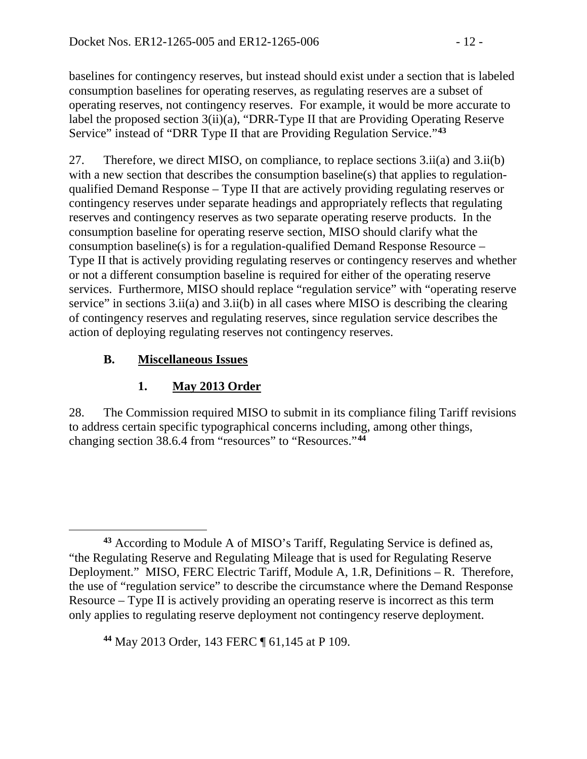baselines for contingency reserves, but instead should exist under a section that is labeled consumption baselines for operating reserves, as regulating reserves are a subset of operating reserves, not contingency reserves. For example, it would be more accurate to label the proposed section 3(ii)(a), "DRR-Type II that are Providing Operating Reserve Service" instead of "DRR Type II that are Providing Regulation Service."[43]

27. Therefore, we direct MISO, on compliance, to replace sections 3.ii(a) and 3.ii(b) with a new section that describes the consumption baseline(s) that applies to regulation-qualified Demand Response – Type II that are actively providing regulating reserves or contingency reserves under separate headings and appropriately reflects that regulating reserves and contingency reserves as two separate operating reserve products. In the consumption baseline for operating reserve section, MISO should clarify what the consumption baseline(s) is for a regulation-qualified Demand Response Resource – Type II that is actively providing regulating reserves or contingency reserves and whether or not a different consumption baseline is required for either of the operating reserve services. Furthermore, MISO should replace "regulation service" with "operating reserve service" in sections 3.ii(a) and 3.ii(b) in all cases where MISO is describing the clearing of contingency reserves and regulating reserves, since regulation service describes the action of deploying regulating reserves not contingency reserves.

## B. Miscellaneous Issues

### 1. May 2013 Order

28. The Commission required MISO to submit in its compliance filing Tariff revisions to address certain specific typographical concerns including, among other things, changing section 38.6.4 from "resources" to "Resources."[44]

---

[43] According to Module A of MISO's Tariff, Regulating Service is defined as, "the Regulating Reserve and Regulating Mileage that is used for Regulating Reserve Deployment." MISO, FERC Electric Tariff, Module A, 1.R, Definitions – R. Therefore, the use of "regulation service" to describe the circumstance where the Demand Response Resource – Type II is actively providing an operating reserve is incorrect as this term only applies to regulating reserve deployment not contingency reserve deployment.

[44] May 2013 Order, 143 FERC ¶ 61,145 at P 109.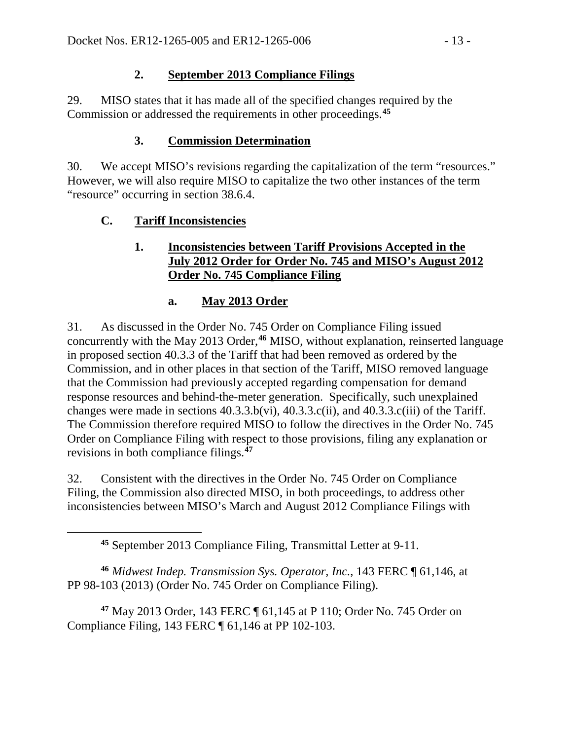### 2. September 2013 Compliance Filings

29. MISO states that it has made all of the specified changes required by the Commission or addressed the requirements in other proceedings.[45]

### 3. Commission Determination

30. We accept MISO's revisions regarding the capitalization of the term "resources." However, we will also require MISO to capitalize the two other instances of the term "resource" occurring in section 38.6.4.

## C. Tariff Inconsistencies

### 1. Inconsistencies between Tariff Provisions Accepted in the July 2012 Order for Order No. 745 and MISO's August 2012 Order No. 745 Compliance Filing

#### a. May 2013 Order

31. As discussed in the Order No. 745 Order on Compliance Filing issued concurrently with the May 2013 Order,[46] MISO, without explanation, reinserted language in proposed section 40.3.3 of the Tariff that had been removed as ordered by the Commission, and in other places in that section of the Tariff, MISO removed language that the Commission had previously accepted regarding compensation for demand response resources and behind-the-meter generation. Specifically, such unexplained changes were made in sections 40.3.3.b(vi), 40.3.3.c(ii), and 40.3.3.c(iii) of the Tariff. The Commission therefore required MISO to follow the directives in the Order No. 745 Order on Compliance Filing with respect to those provisions, filing any explanation or revisions in both compliance filings.[47]

32. Consistent with the directives in the Order No. 745 Order on Compliance Filing, the Commission also directed MISO, in both proceedings, to address other inconsistencies between MISO's March and August 2012 Compliance Filings with

---

[45] September 2013 Compliance Filing, Transmittal Letter at 9-11.

[46] *Midwest Indep. Transmission Sys. Operator, Inc.*, 143 FERC ¶ 61,146, at PP 98-103 (2013) (Order No. 745 Order on Compliance Filing).

[47] May 2013 Order, 143 FERC ¶ 61,145 at P 110; Order No. 745 Order on Compliance Filing, 143 FERC ¶ 61,146 at PP 102-103.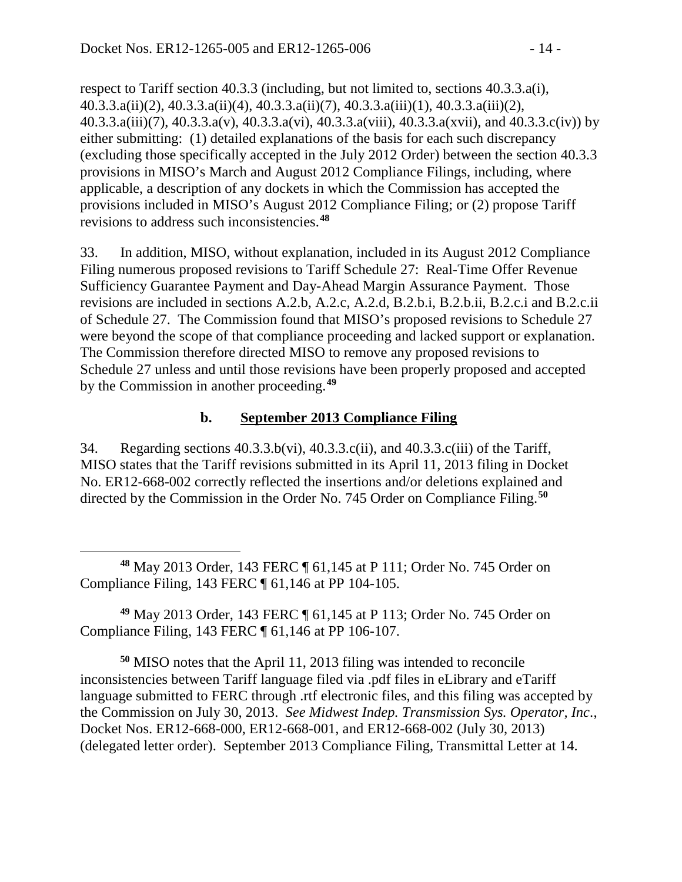respect to Tariff section 40.3.3 (including, but not limited to, sections 40.3.3.a(i), 40.3.3.a(ii)(2), 40.3.3.a(ii)(4), 40.3.3.a(ii)(7), 40.3.3.a(iii)(1), 40.3.3.a(iii)(2), 40.3.3.a(iii)(7), 40.3.3.a(v), 40.3.3.a(vi), 40.3.3.a(viii), 40.3.3.a(xvii), and 40.3.3.c(iv)) by either submitting: (1) detailed explanations of the basis for each such discrepancy (excluding those specifically accepted in the July 2012 Order) between the section 40.3.3 provisions in MISO's March and August 2012 Compliance Filings, including, where applicable, a description of any dockets in which the Commission has accepted the provisions included in MISO's August 2012 Compliance Filing; or (2) propose Tariff revisions to address such inconsistencies.[48]

33. In addition, MISO, without explanation, included in its August 2012 Compliance Filing numerous proposed revisions to Tariff Schedule 27: Real-Time Offer Revenue Sufficiency Guarantee Payment and Day-Ahead Margin Assurance Payment. Those revisions are included in sections A.2.b, A.2.c, A.2.d, B.2.b.i, B.2.b.ii, B.2.c.i and B.2.c.ii of Schedule 27. The Commission found that MISO's proposed revisions to Schedule 27 were beyond the scope of that compliance proceeding and lacked support or explanation. The Commission therefore directed MISO to remove any proposed revisions to Schedule 27 unless and until those revisions have been properly proposed and accepted by the Commission in another proceeding.[49]

### b. September 2013 Compliance Filing

34. Regarding sections 40.3.3.b(vi), 40.3.3.c(ii), and 40.3.3.c(iii) of the Tariff, MISO states that the Tariff revisions submitted in its April 11, 2013 filing in Docket No. ER12-668-002 correctly reflected the insertions and/or deletions explained and directed by the Commission in the Order No. 745 Order on Compliance Filing.[50]

---

[48] May 2013 Order, 143 FERC ¶ 61,145 at P 111; Order No. 745 Order on Compliance Filing, 143 FERC ¶ 61,146 at PP 104-105.

[49] May 2013 Order, 143 FERC ¶ 61,145 at P 113; Order No. 745 Order on Compliance Filing, 143 FERC ¶ 61,146 at PP 106-107.

[50] MISO notes that the April 11, 2013 filing was intended to reconcile inconsistencies between Tariff language filed via .pdf files in eLibrary and eTariff language submitted to FERC through .rtf electronic files, and this filing was accepted by the Commission on July 30, 2013. *See Midwest Indep. Transmission Sys. Operator, Inc*., Docket Nos. ER12-668-000, ER12-668-001, and ER12-668-002 (July 30, 2013) (delegated letter order). September 2013 Compliance Filing, Transmittal Letter at 14.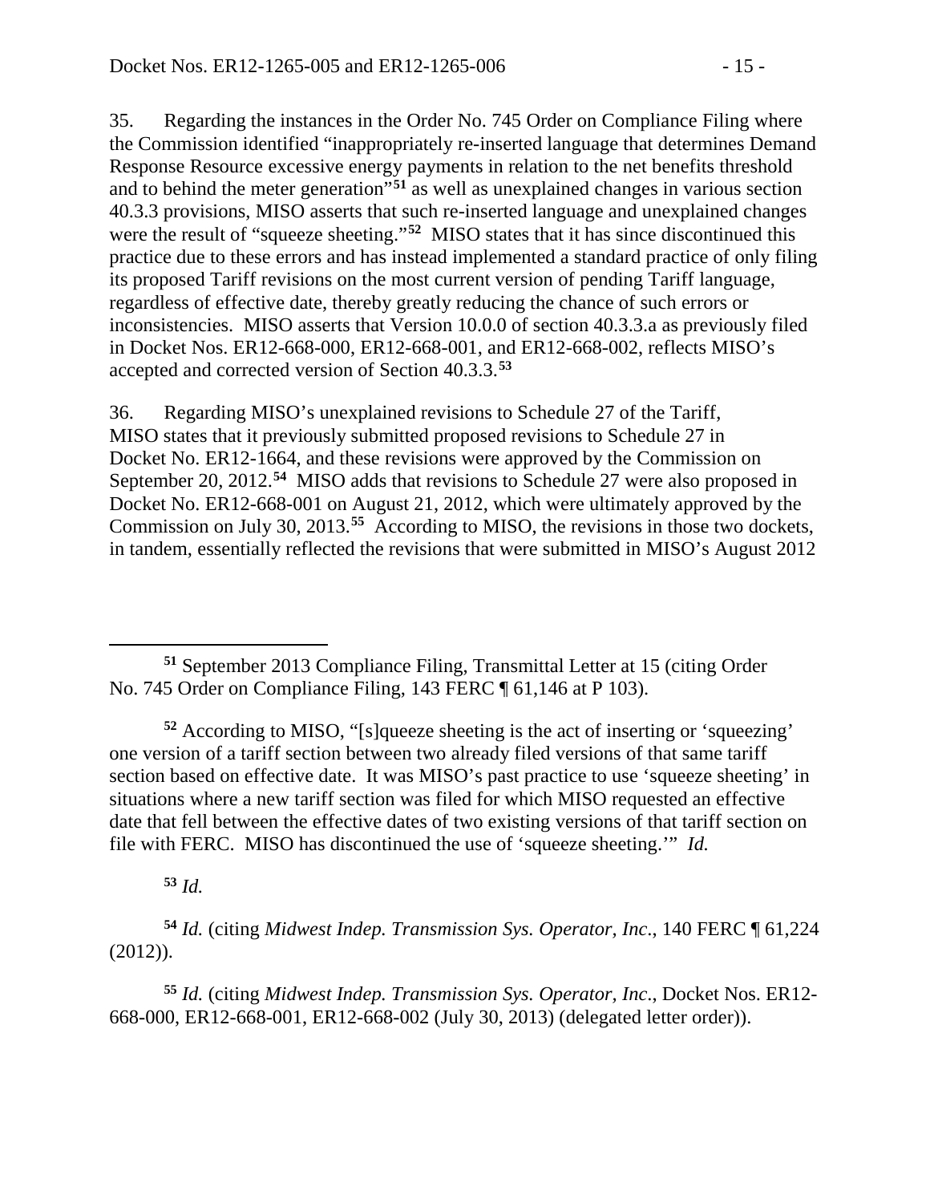35. Regarding the instances in the Order No. 745 Order on Compliance Filing where the Commission identified "inappropriately re-inserted language that determines Demand Response Resource excessive energy payments in relation to the net benefits threshold and to behind the meter generation"[51] as well as unexplained changes in various section 40.3.3 provisions, MISO asserts that such re-inserted language and unexplained changes were the result of "squeeze sheeting."[52] MISO states that it has since discontinued this practice due to these errors and has instead implemented a standard practice of only filing its proposed Tariff revisions on the most current version of pending Tariff language, regardless of effective date, thereby greatly reducing the chance of such errors or inconsistencies. MISO asserts that Version 10.0.0 of section 40.3.3.a as previously filed in Docket Nos. ER12-668-000, ER12-668-001, and ER12-668-002, reflects MISO's accepted and corrected version of Section 40.3.3.[53]

36. Regarding MISO's unexplained revisions to Schedule 27 of the Tariff, MISO states that it previously submitted proposed revisions to Schedule 27 in Docket No. ER12-1664, and these revisions were approved by the Commission on September 20, 2012.[54] MISO adds that revisions to Schedule 27 were also proposed in Docket No. ER12-668-001 on August 21, 2012, which were ultimately approved by the Commission on July 30, 2013.[55] According to MISO, the revisions in those two dockets, in tandem, essentially reflected the revisions that were submitted in MISO's August 2012

---

[51] September 2013 Compliance Filing, Transmittal Letter at 15 (citing Order No. 745 Order on Compliance Filing, 143 FERC ¶ 61,146 at P 103).

[52] According to MISO, "[s]queeze sheeting is the act of inserting or 'squeezing' one version of a tariff section between two already filed versions of that same tariff section based on effective date. It was MISO's past practice to use 'squeeze sheeting' in situations where a new tariff section was filed for which MISO requested an effective date that fell between the effective dates of two existing versions of that tariff section on file with FERC. MISO has discontinued the use of 'squeeze sheeting.'" *Id.*

[53] *Id.*

[54] *Id.* (citing *Midwest Indep. Transmission Sys. Operator, Inc*., 140 FERC ¶ 61,224 (2012)).

[55] *Id.* (citing *Midwest Indep. Transmission Sys. Operator, Inc*., Docket Nos. ER12-668-000, ER12-668-001, ER12-668-002 (July 30, 2013) (delegated letter order)).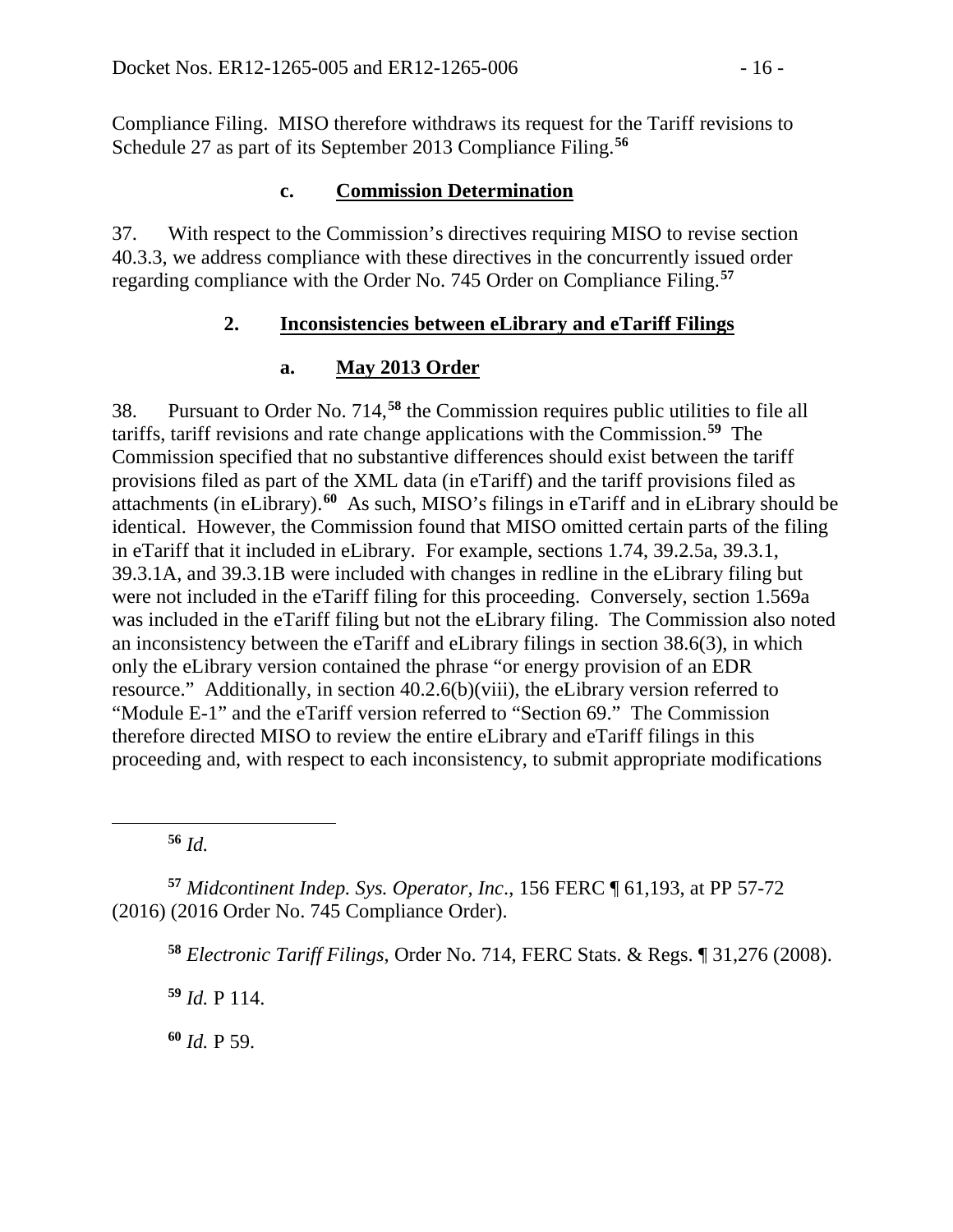Compliance Filing. MISO therefore withdraws its request for the Tariff revisions to Schedule 27 as part of its September 2013 Compliance Filing.[56]

### c. Commission Determination

37. With respect to the Commission's directives requiring MISO to revise section 40.3.3, we address compliance with these directives in the concurrently issued order regarding compliance with the Order No. 745 Order on Compliance Filing.[57]

## 2. Inconsistencies between eLibrary and eTariff Filings

### a. May 2013 Order

38. Pursuant to Order No. 714,[58] the Commission requires public utilities to file all tariffs, tariff revisions and rate change applications with the Commission.[59] The Commission specified that no substantive differences should exist between the tariff provisions filed as part of the XML data (in eTariff) and the tariff provisions filed as attachments (in eLibrary).[60] As such, MISO's filings in eTariff and in eLibrary should be identical. However, the Commission found that MISO omitted certain parts of the filing in eTariff that it included in eLibrary. For example, sections 1.74, 39.2.5a, 39.3.1, 39.3.1A, and 39.3.1B were included with changes in redline in the eLibrary filing but were not included in the eTariff filing for this proceeding. Conversely, section 1.569a was included in the eTariff filing but not the eLibrary filing. The Commission also noted an inconsistency between the eTariff and eLibrary filings in section 38.6(3), in which only the eLibrary version contained the phrase "or energy provision of an EDR resource." Additionally, in section 40.2.6(b)(viii), the eLibrary version referred to "Module E-1" and the eTariff version referred to "Section 69." The Commission therefore directed MISO to review the entire eLibrary and eTariff filings in this proceeding and, with respect to each inconsistency, to submit appropriate modifications

---

[56] *Id.*

[57] *Midcontinent Indep. Sys. Operator, Inc*., 156 FERC ¶ 61,193, at PP 57-72 (2016) (2016 Order No. 745 Compliance Order).

[58] *Electronic Tariff Filings*, Order No. 714, FERC Stats. & Regs. ¶ 31,276 (2008).

[59] *Id.* P 114.

[60] *Id.* P 59.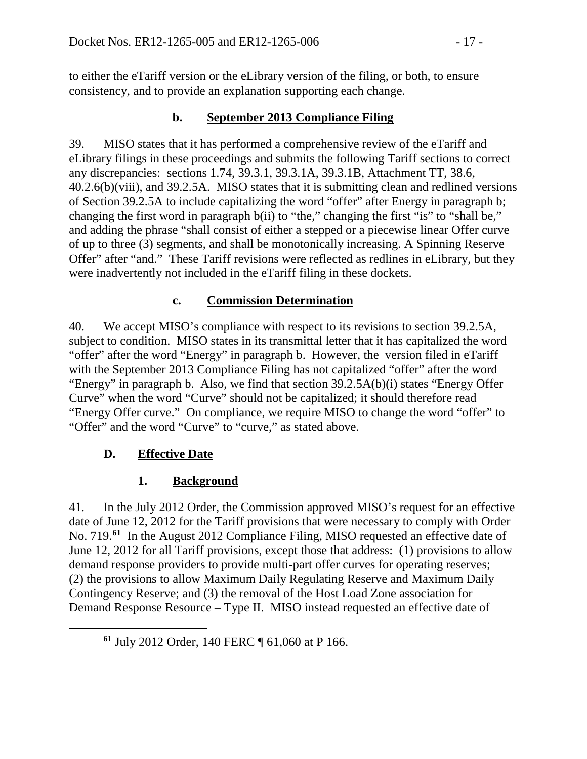to either the eTariff version or the eLibrary version of the filing, or both, to ensure consistency, and to provide an explanation supporting each change.

### b. September 2013 Compliance Filing

39. MISO states that it has performed a comprehensive review of the eTariff and eLibrary filings in these proceedings and submits the following Tariff sections to correct any discrepancies: sections 1.74, 39.3.1, 39.3.1A, 39.3.1B, Attachment TT, 38.6, 40.2.6(b)(viii), and 39.2.5A. MISO states that it is submitting clean and redlined versions of Section 39.2.5A to include capitalizing the word "offer" after Energy in paragraph b; changing the first word in paragraph b(ii) to "the," changing the first "is" to "shall be," and adding the phrase "shall consist of either a stepped or a piecewise linear Offer curve of up to three (3) segments, and shall be monotonically increasing. A Spinning Reserve Offer" after "and." These Tariff revisions were reflected as redlines in eLibrary, but they were inadvertently not included in the eTariff filing in these dockets.

### c. Commission Determination

40. We accept MISO's compliance with respect to its revisions to section 39.2.5A, subject to condition. MISO states in its transmittal letter that it has capitalized the word "offer" after the word "Energy" in paragraph b. However, the version filed in eTariff with the September 2013 Compliance Filing has not capitalized "offer" after the word "Energy" in paragraph b. Also, we find that section 39.2.5A(b)(i) states "Energy Offer Curve" when the word "Curve" should not be capitalized; it should therefore read "Energy Offer curve." On compliance, we require MISO to change the word "offer" to "Offer" and the word "Curve" to "curve," as stated above.

## D. Effective Date

### 1. Background

41. In the July 2012 Order, the Commission approved MISO's request for an effective date of June 12, 2012 for the Tariff provisions that were necessary to comply with Order No. 719.[61] In the August 2012 Compliance Filing, MISO requested an effective date of June 12, 2012 for all Tariff provisions, except those that address: (1) provisions to allow demand response providers to provide multi-part offer curves for operating reserves; (2) the provisions to allow Maximum Daily Regulating Reserve and Maximum Daily Contingency Reserve; and (3) the removal of the Host Load Zone association for Demand Response Resource – Type II. MISO instead requested an effective date of

[61] July 2012 Order, 140 FERC ¶ 61,060 at P 166.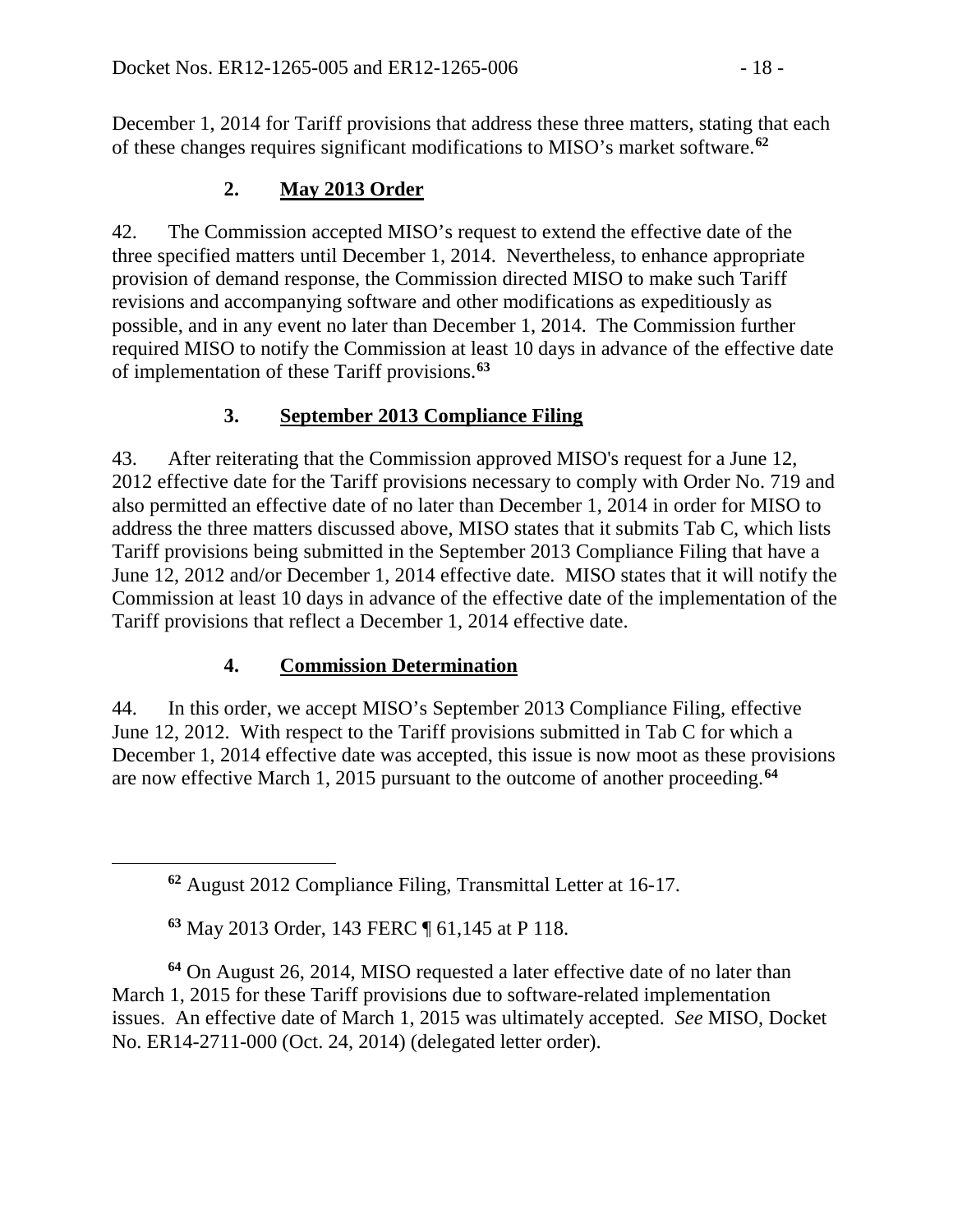December 1, 2014 for Tariff provisions that address these three matters, stating that each of these changes requires significant modifications to MISO's market software.[62]

### 2. May 2013 Order

42. The Commission accepted MISO's request to extend the effective date of the three specified matters until December 1, 2014. Nevertheless, to enhance appropriate provision of demand response, the Commission directed MISO to make such Tariff revisions and accompanying software and other modifications as expeditiously as possible, and in any event no later than December 1, 2014. The Commission further required MISO to notify the Commission at least 10 days in advance of the effective date of implementation of these Tariff provisions.[63]

### 3. September 2013 Compliance Filing

43. After reiterating that the Commission approved MISO's request for a June 12, 2012 effective date for the Tariff provisions necessary to comply with Order No. 719 and also permitted an effective date of no later than December 1, 2014 in order for MISO to address the three matters discussed above, MISO states that it submits Tab C, which lists Tariff provisions being submitted in the September 2013 Compliance Filing that have a June 12, 2012 and/or December 1, 2014 effective date. MISO states that it will notify the Commission at least 10 days in advance of the effective date of the implementation of the Tariff provisions that reflect a December 1, 2014 effective date.

### 4. Commission Determination

44. In this order, we accept MISO's September 2013 Compliance Filing, effective June 12, 2012. With respect to the Tariff provisions submitted in Tab C for which a December 1, 2014 effective date was accepted, this issue is now moot as these provisions are now effective March 1, 2015 pursuant to the outcome of another proceeding.[64]

---

[62] August 2012 Compliance Filing, Transmittal Letter at 16-17.

[63] May 2013 Order, 143 FERC ¶ 61,145 at P 118.

[64] On August 26, 2014, MISO requested a later effective date of no later than March 1, 2015 for these Tariff provisions due to software-related implementation issues. An effective date of March 1, 2015 was ultimately accepted. *See* MISO, Docket No. ER14-2711-000 (Oct. 24, 2014) (delegated letter order).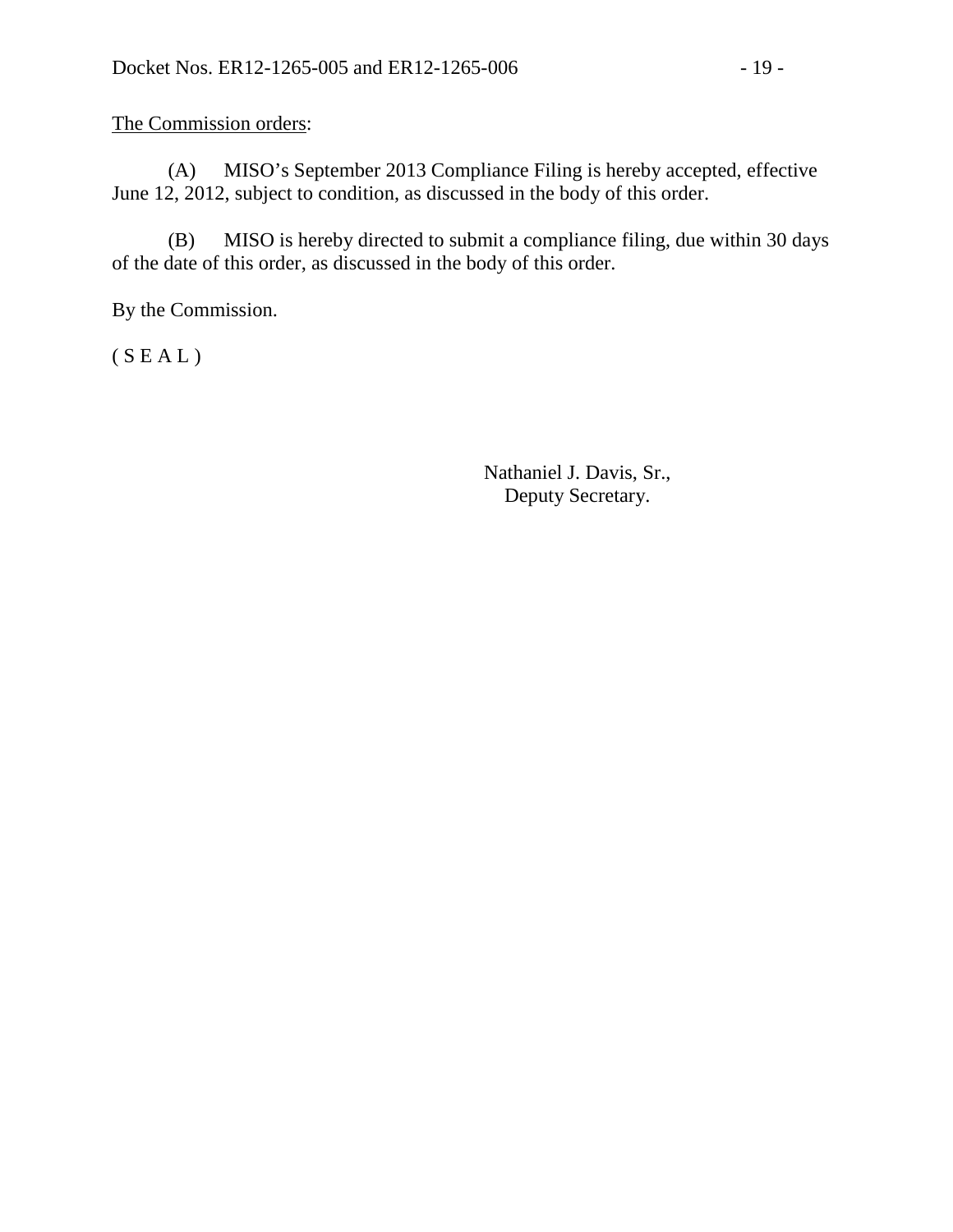The Commission orders:

(A) MISO's September 2013 Compliance Filing is hereby accepted, effective June 12, 2012, subject to condition, as discussed in the body of this order.

(B) MISO is hereby directed to submit a compliance filing, due within 30 days of the date of this order, as discussed in the body of this order.

By the Commission.

( S E A L )

Nathaniel J. Davis, Sr.,
Deputy Secretary.